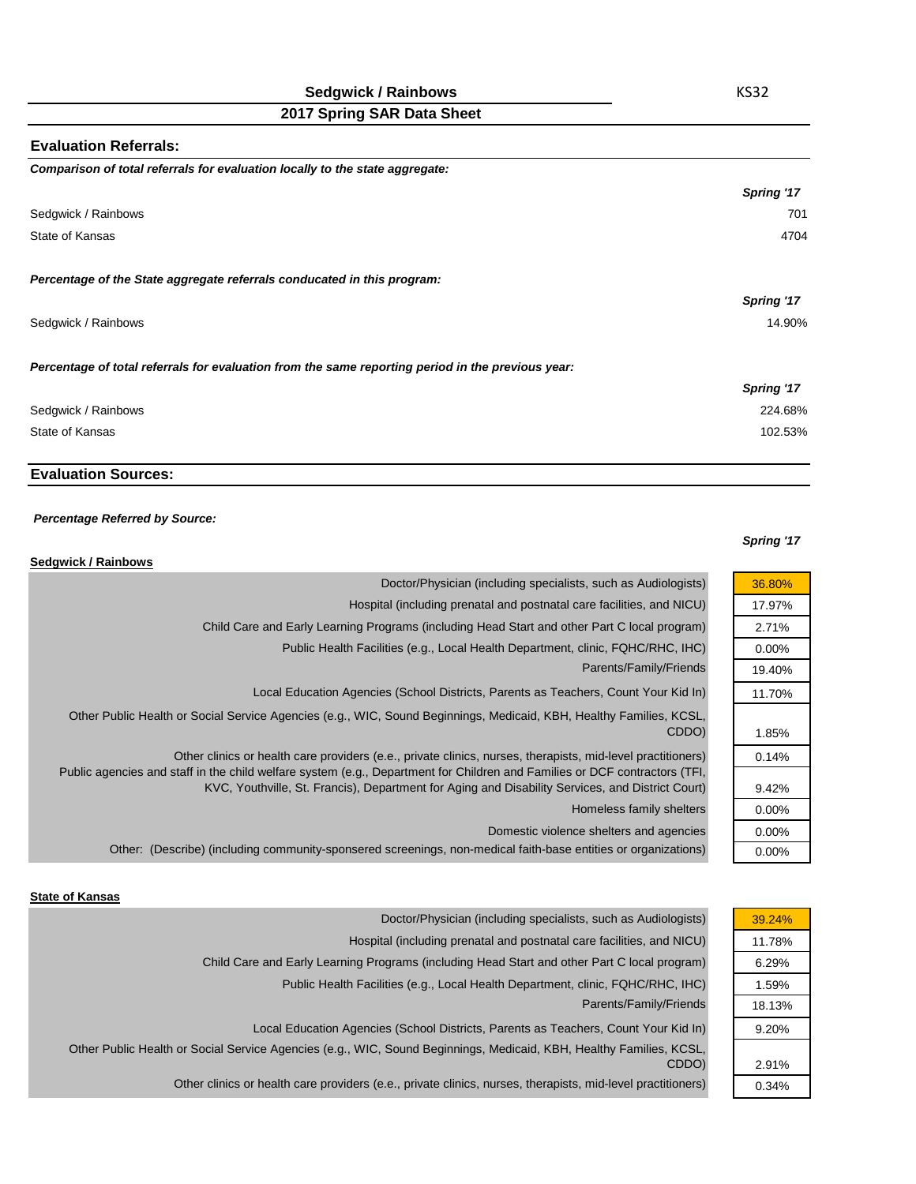# Sedgwick / Rainbows

KS32

## 2017 Spring SAR Data Sheet

### Evaluation Referrals:

***Comparison of total referrals for evaluation locally to the state aggregate:***

| | *Spring '17* |
|---|---|
| Sedgwick / Rainbows | 701 |
| State of Kansas | 4704 |

***Percentage of the State aggregate referrals conducated in this program:***

| | *Spring '17* |
|---|---|
| Sedgwick / Rainbows | 14.90% |

***Percentage of total referrals for evaluation from the same reporting period in the previous year:***

| | *Spring '17* |
|---|---|
| Sedgwick / Rainbows | 224.68% |
| State of Kansas | 102.53% |

### Evaluation Sources:

***Percentage Referred by Source:***

**Sedgwick / Rainbows**

| | *Spring '17* |
|---|---|
| Doctor/Physician (including specialists, such as Audiologists) | 36.80% |
| Hospital (including prenatal and postnatal care facilities, and NICU) | 17.97% |
| Child Care and Early Learning Programs (including Head Start and other Part C local program) | 2.71% |
| Public Health Facilities (e.g., Local Health Department, clinic, FQHC/RHC, IHC) | 0.00% |
| Parents/Family/Friends | 19.40% |
| Local Education Agencies (School Districts, Parents as Teachers, Count Your Kid In) | 11.70% |
| Other Public Health or Social Service Agencies (e.g., WIC, Sound Beginnings, Medicaid, KBH, Healthy Families, KCSL, CDDO) | 1.85% |
| Other clinics or health care providers (e.g., private clinics, nurses, therapists, mid-level practitioners) | 0.14% |
| Public agencies and staff in the child welfare system (e.g., Department for Children and Families or DCF contractors (TFI, KVC, Youthville, St. Francis), Department for Aging and Disability Services, and District Court) | 9.42% |
| Homeless family shelters | 0.00% |
| Domestic violence shelters and agencies | 0.00% |
| Other: (Describe) (including community-sponsered screenings, non-medical faith-base entities or organizations) | 0.00% |

**State of Kansas**

| | *Spring '17* |
|---|---|
| Doctor/Physician (including specialists, such as Audiologists) | 39.24% |
| Hospital (including prenatal and postnatal care facilities, and NICU) | 11.78% |
| Child Care and Early Learning Programs (including Head Start and other Part C local program) | 6.29% |
| Public Health Facilities (e.g., Local Health Department, clinic, FQHC/RHC, IHC) | 1.59% |
| Parents/Family/Friends | 18.13% |
| Local Education Agencies (School Districts, Parents as Teachers, Count Your Kid In) | 9.20% |
| Other Public Health or Social Service Agencies (e.g., WIC, Sound Beginnings, Medicaid, KBH, Healthy Families, KCSL, CDDO) | 2.91% |
| Other clinics or health care providers (e.g., private clinics, nurses, therapists, mid-level practitioners) | 0.34% |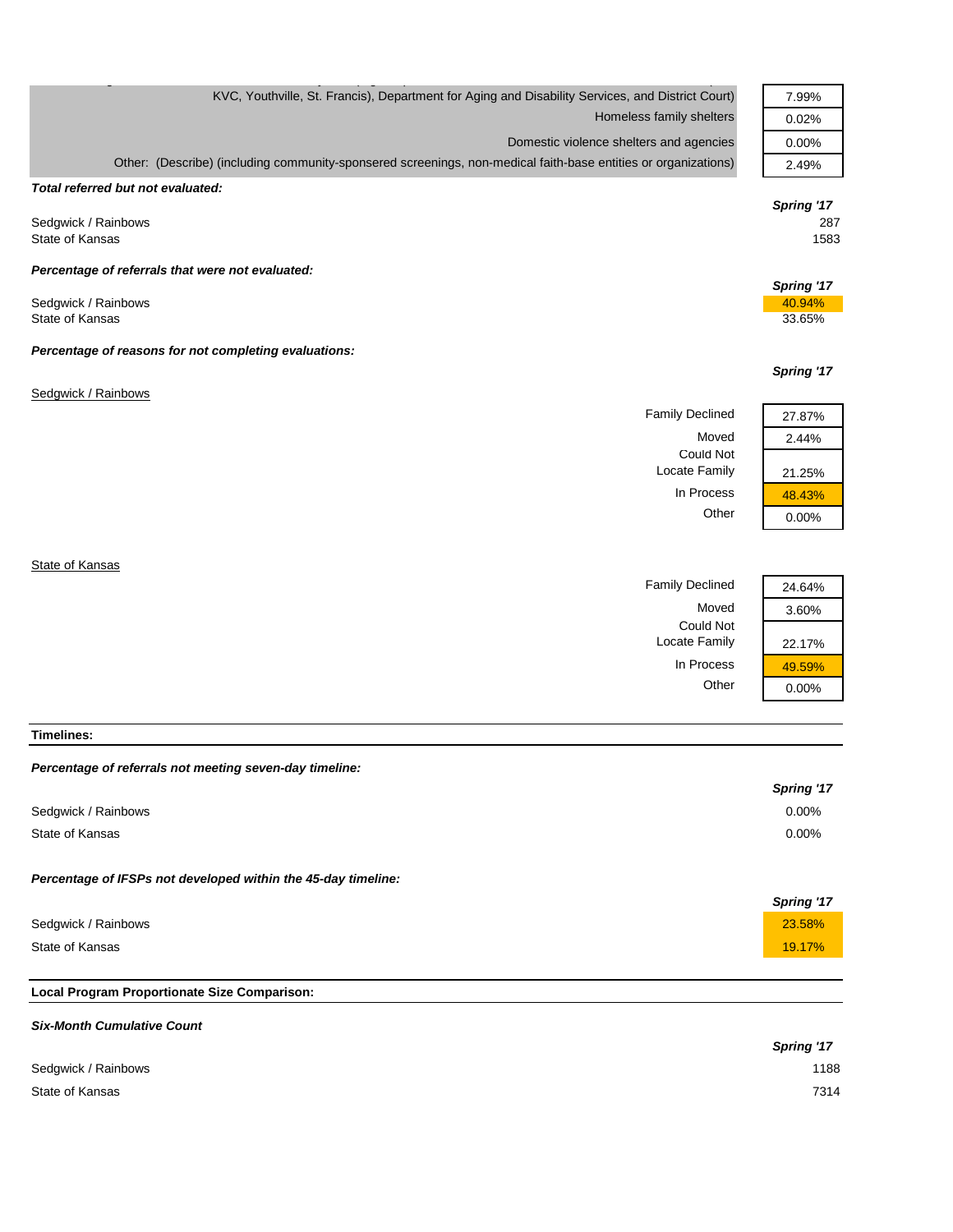| | |
|---|---|
| KVC, Youthville, St. Francis), Department for Aging and Disability Services, and District Court) | 7.99% |
| Homeless family shelters | 0.02% |
| Domestic violence shelters and agencies | 0.00% |
| Other: (Describe) (including community-sponsered screenings, non-medical faith-base entities or organizations) | 2.49% |

***Total referred but not evaluated:***

| | *Spring '17* |
|---|---|
| Sedgwick / Rainbows | 287 |
| State of Kansas | 1583 |

***Percentage of referrals that were not evaluated:***

| | *Spring '17* |
|---|---|
| Sedgwick / Rainbows | 40.94% |
| State of Kansas | 33.65% |

***Percentage of reasons for not completing evaluations:***

*Spring '17*

Sedgwick / Rainbows

| | |
|---|---|
| Family Declined | 27.87% |
| Moved | 2.44% |
| Could Not Locate Family | 21.25% |
| In Process | 48.43% |
| Other | 0.00% |

State of Kansas

| | |
|---|---|
| Family Declined | 24.64% |
| Moved | 3.60% |
| Could Not Locate Family | 22.17% |
| In Process | 49.59% |
| Other | 0.00% |

**Timelines:**

***Percentage of referrals not meeting seven-day timeline:***

| | *Spring '17* |
|---|---|
| Sedgwick / Rainbows | 0.00% |
| State of Kansas | 0.00% |

***Percentage of IFSPs not developed within the 45-day timeline:***

| | *Spring '17* |
|---|---|
| Sedgwick / Rainbows | 23.58% |
| State of Kansas | 19.17% |

**Local Program Proportionate Size Comparison:**

***Six-Month Cumulative Count***

| | *Spring '17* |
|---|---|
| Sedgwick / Rainbows | 1188 |
| State of Kansas | 7314 |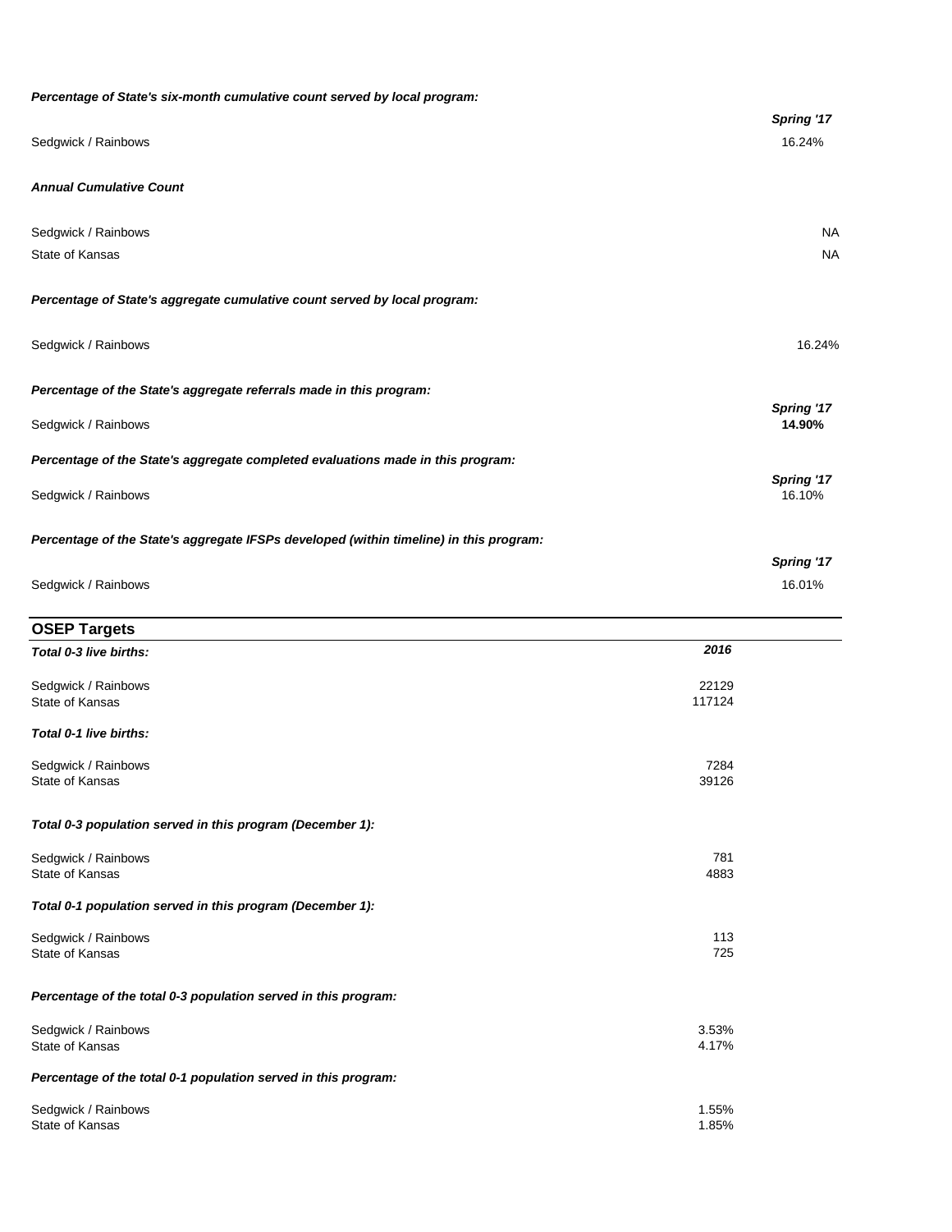***Percentage of State's six-month cumulative count served by local program:***

| | *Spring '17* |
|---|---|
| Sedgwick / Rainbows | 16.24% |

***Annual Cumulative Count***

| | |
|---|---|
| Sedgwick / Rainbows | NA |
| State of Kansas | NA |

***Percentage of State's aggregate cumulative count served by local program:***

| | |
|---|---|
| Sedgwick / Rainbows | 16.24% |

***Percentage of the State's aggregate referrals made in this program:***

| | *Spring '17* |
|---|---|
| Sedgwick / Rainbows | **14.90%** |

***Percentage of the State's aggregate completed evaluations made in this program:***

| | *Spring '17* |
|---|---|
| Sedgwick / Rainbows | 16.10% |

***Percentage of the State's aggregate IFSPs developed (within timeline) in this program:***

| | *Spring '17* |
|---|---|
| Sedgwick / Rainbows | 16.01% |

## OSEP Targets

| ***Total 0-3 live births:*** | ***2016*** |
|---|---|
| Sedgwick / Rainbows | 22129 |
| State of Kansas | 117124 |
| ***Total 0-1 live births:*** | |
| Sedgwick / Rainbows | 7284 |
| State of Kansas | 39126 |
| ***Total 0-3 population served in this program (December 1):*** | |
| Sedgwick / Rainbows | 781 |
| State of Kansas | 4883 |
| ***Total 0-1 population served in this program (December 1):*** | |
| Sedgwick / Rainbows | 113 |
| State of Kansas | 725 |
| ***Percentage of the total 0-3 population served in this program:*** | |
| Sedgwick / Rainbows | 3.53% |
| State of Kansas | 4.17% |
| ***Percentage of the total 0-1 population served in this program:*** | |
| Sedgwick / Rainbows | 1.55% |
| State of Kansas | 1.85% |